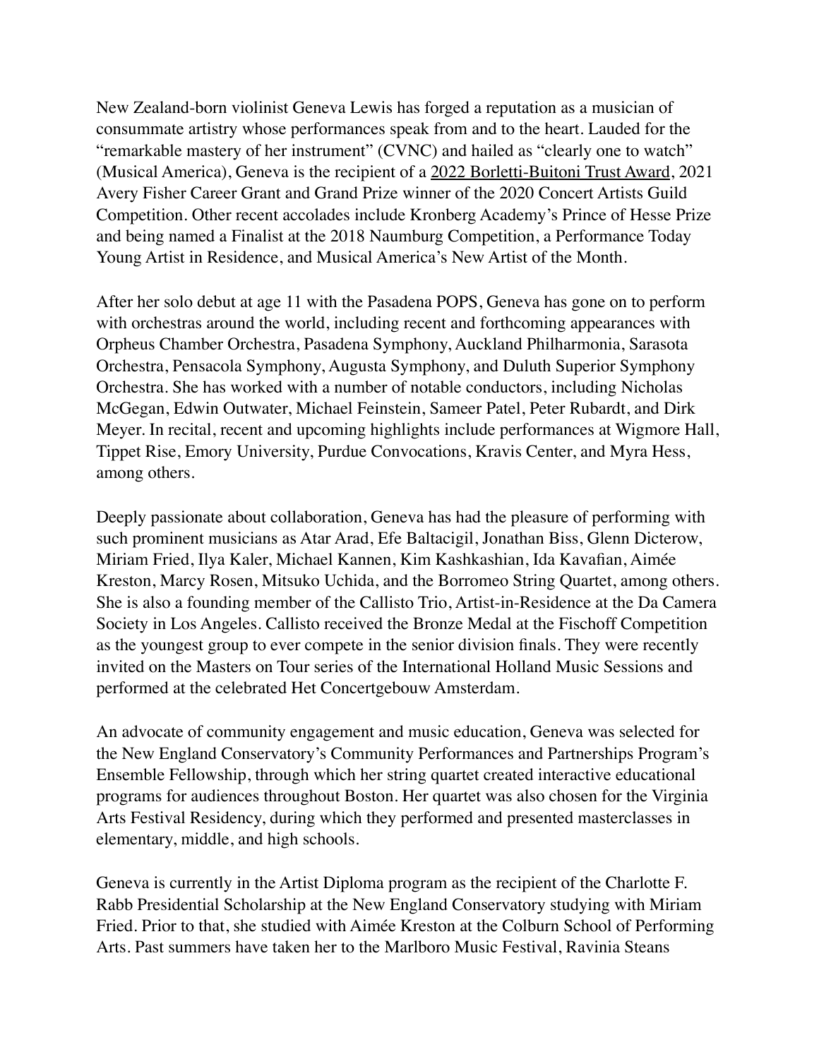New Zealand-born violinist Geneva Lewis has forged a reputation as a musician of consummate artistry whose performances speak from and to the heart. Lauded for the "remarkable mastery of her instrument" (CVNC) and hailed as "clearly one to watch" (Musical America), Geneva is the recipient of a 2022 Borletti-Buitoni Trust Award, 2021 Avery Fisher Career Grant and Grand Prize winner of the 2020 Concert Artists Guild Competition. Other recent accolades include Kronberg Academy's Prince of Hesse Prize and being named a Finalist at the 2018 Naumburg Competition, a Performance Today Young Artist in Residence, and Musical America's New Artist of the Month.

After her solo debut at age 11 with the Pasadena POPS, Geneva has gone on to perform with orchestras around the world, including recent and forthcoming appearances with Orpheus Chamber Orchestra, Pasadena Symphony, Auckland Philharmonia, Sarasota Orchestra, Pensacola Symphony, Augusta Symphony, and Duluth Superior Symphony Orchestra. She has worked with a number of notable conductors, including Nicholas McGegan, Edwin Outwater, Michael Feinstein, Sameer Patel, Peter Rubardt, and Dirk Meyer. In recital, recent and upcoming highlights include performances at Wigmore Hall, Tippet Rise, Emory University, Purdue Convocations, Kravis Center, and Myra Hess, among others.

Deeply passionate about collaboration, Geneva has had the pleasure of performing with such prominent musicians as Atar Arad, Efe Baltacigil, Jonathan Biss, Glenn Dicterow, Miriam Fried, Ilya Kaler, Michael Kannen, Kim Kashkashian, Ida Kavafian, Aimée Kreston, Marcy Rosen, Mitsuko Uchida, and the Borromeo String Quartet, among others. She is also a founding member of the Callisto Trio, Artist-in-Residence at the Da Camera Society in Los Angeles. Callisto received the Bronze Medal at the Fischoff Competition as the youngest group to ever compete in the senior division finals. They were recently invited on the Masters on Tour series of the International Holland Music Sessions and performed at the celebrated Het Concertgebouw Amsterdam.

An advocate of community engagement and music education, Geneva was selected for the New England Conservatory's Community Performances and Partnerships Program's Ensemble Fellowship, through which her string quartet created interactive educational programs for audiences throughout Boston. Her quartet was also chosen for the Virginia Arts Festival Residency, during which they performed and presented masterclasses in elementary, middle, and high schools.

Geneva is currently in the Artist Diploma program as the recipient of the Charlotte F. Rabb Presidential Scholarship at the New England Conservatory studying with Miriam Fried. Prior to that, she studied with Aimée Kreston at the Colburn School of Performing Arts. Past summers have taken her to the Marlboro Music Festival, Ravinia Steans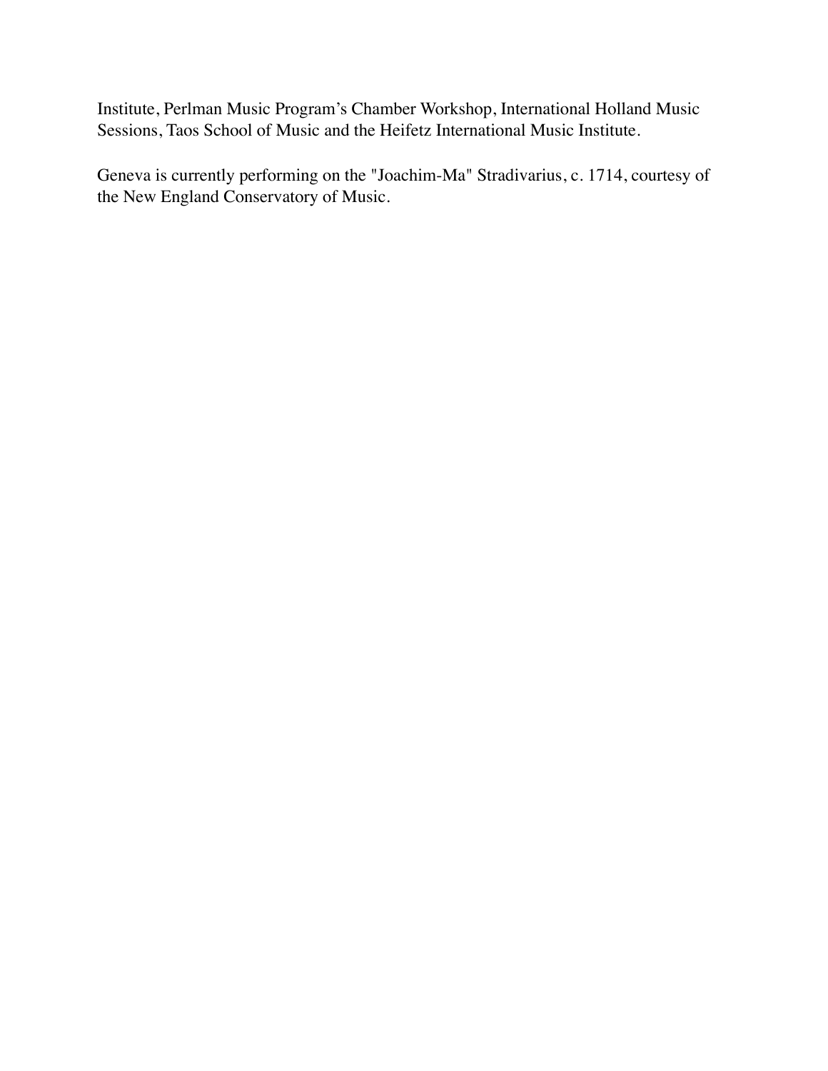Institute, Perlman Music Program's Chamber Workshop, International Holland Music Sessions, Taos School of Music and the Heifetz International Music Institute.

Geneva is currently performing on the "Joachim-Ma" Stradivarius, c. 1714, courtesy of the New England Conservatory of Music.